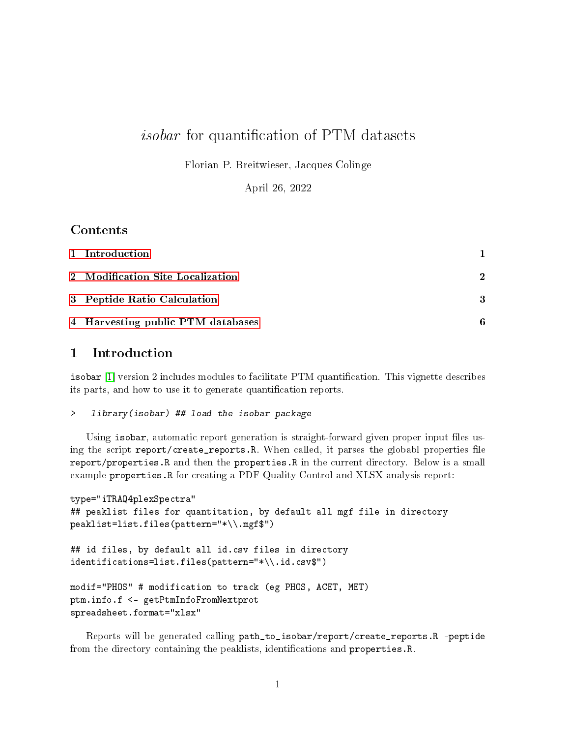# *isobar* for quantification of PTM datasets

Florian P. Breitwieser, Jacques Colinge

April 26, 2022

## Contents

| | |
|---|---|
| 1 Introduction | 1 |
| 2 Modification Site Localization | 2 |
| 3 Peptide Ratio Calculation | 3 |
| 4 Harvesting public PTM databases | 6 |

## 1 Introduction

isobar [1] version 2 includes modules to facilitate PTM quantification. This vignette describes its parts, and how to use it to generate quantification reports.

```
>  library(isobar) ## load the isobar package
```

Using isobar, automatic report generation is straight-forward given proper input files using the script report/create_reports.R. When called, it parses the globabl properties file report/properties.R and then the properties.R in the current directory. Below is a small example properties.R for creating a PDF Quality Control and XLSX analysis report:

```
type="iTRAQ4plexSpectra"
## peaklist files for quantitation, by default all mgf file in directory
peaklist=list.files(pattern="*\\.mgf$")

## id files, by default all id.csv files in directory
identifications=list.files(pattern="*\\.id.csv$")

modif="PHOS" # modification to track (eg PHOS, ACET, MET)
ptm.info.f <- getPtmInfoFromNextprot
spreadsheet.format="xlsx"
```

Reports will be generated calling path_to_isobar/report/create_reports.R -peptide from the directory containing the peaklists, identifications and properties.R.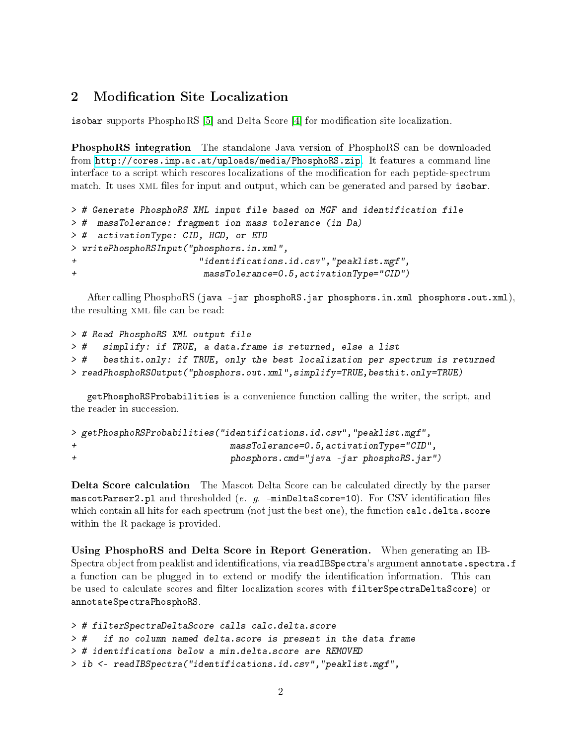## 2 Modification Site Localization

isobar supports PhosphoRS [5] and Delta Score [4] for modification site localization.

**PhosphoRS integration** The standalone Java version of PhosphoRS can be downloaded from http://cores.imp.ac.at/uploads/media/PhosphoRS.zip. It features a command line interface to a script which rescores localizations of the modification for each peptide-spectrum match. It uses XML files for input and output, which can be generated and parsed by isobar.

```
> # Generate PhosphoRS XML input file based on MGF and identification file
> #  massTolerance: fragment ion mass tolerance (in Da)
> #  activationType: CID, HCD, or ETD
> writePhosphoRSInput("phosphors.in.xml",
+                     "identifications.id.csv","peaklist.mgf",
+                      massTolerance=0.5,activationType="CID")
```

After calling PhosphoRS (`java -jar phosphoRS.jar phosphors.in.xml phosphors.out.xml`), the resulting XML file can be read:

```
> # Read PhosphoRS XML output file
> #   simplify: if TRUE, a data.frame is returned, else a list
> #   besthit.only: if TRUE, only the best localization per spectrum is returned
> readPhosphoRSOutput("phosphors.out.xml",simplify=TRUE,besthit.only=TRUE)
```

`getPhosphoRSProbabilities` is a convenience function calling the writer, the script, and the reader in succession.

```
> getPhosphoRSProbabilities("identifications.id.csv","peaklist.mgf",
+                            massTolerance=0.5,activationType="CID",
+                            phosphors.cmd="java -jar phosphoRS.jar")
```

**Delta Score calculation** The Mascot Delta Score can be calculated directly by the parser `mascotParser2.pl` and thresholded (*e. g.* `-minDeltaScore=10`). For CSV identification files which contain all hits for each spectrum (not just the best one), the function `calc.delta.score` within the R package is provided.

**Using PhosphoRS and Delta Score in Report Generation.** When generating an IBSpectra object from peaklist and identifications, via `readIBSpectra`'s argument `annotate.spectra.f` a function can be plugged in to extend or modify the identification information. This can be used to calculate scores and filter localization scores with `filterSpectraDeltaScore`) or `annotateSpectraPhosphoRS`.

```
> # filterSpectraDeltaScore calls calc.delta.score
> #   if no column named delta.score is present in the data frame
> # identifications below a min.delta.score are REMOVED
> ib <- readIBSpectra("identifications.id.csv","peaklist.mgf",
```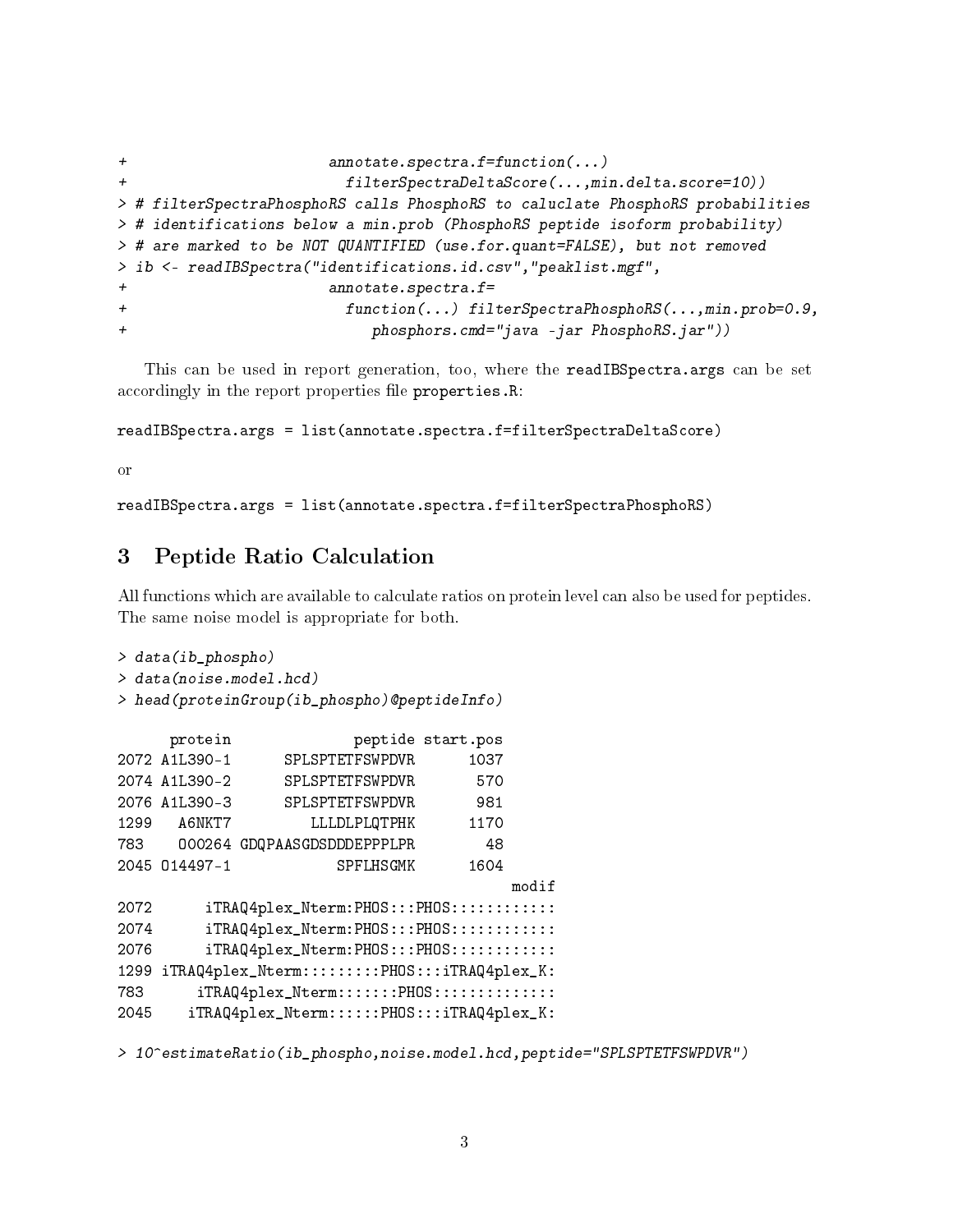```
+                        annotate.spectra.f=function(...)
+                          filterSpectraDeltaScore(...,min.delta.score=10))
> # filterSpectraPhosphoRS calls PhosphoRS to caluclate PhosphoRS probabilities
> # identifications below a min.prob (PhosphoRS peptide isoform probability)
> # are marked to be NOT QUANTIFIED (use.for.quant=FALSE), but not removed
> ib <- readIBSpectra("identifications.id.csv","peaklist.mgf",
+                        annotate.spectra.f=
+                          function(...) filterSpectraPhosphoRS(...,min.prob=0.9,
+                             phosphors.cmd="java -jar PhosphoRS.jar"))
```

This can be used in report generation, too, where the readIBSpectra.args can be set accordingly in the report properties file properties.R:

```
readIBSpectra.args = list(annotate.spectra.f=filterSpectraDeltaScore)
```

or

```
readIBSpectra.args = list(annotate.spectra.f=filterSpectraPhosphoRS)
```

## 3 Peptide Ratio Calculation

All functions which are available to calculate ratios on protein level can also be used for peptides. The same noise model is appropriate for both.

```
> data(ib_phospho)
> data(noise.model.hcd)
> head(proteinGroup(ib_phospho)@peptideInfo)

      protein              peptide start.pos
2072 A1L390-1      SPLSPTETFSWPDVR      1037
2074 A1L390-2      SPLSPTETFSWPDVR       570
2076 A1L390-3      SPLSPTETFSWPDVR       981
1299   A6NKT7          LLLDLPLQTPHK      1170
783    O00264 GDQPAASGDSDDDEPPPLPR        48
2045 O14497-1             SPFLHSGMK      1604
                                           modif
2072      iTRAQ4plex_Nterm:PHOS:::PHOS::::::::::::
2074      iTRAQ4plex_Nterm:PHOS:::PHOS::::::::::::
2076      iTRAQ4plex_Nterm:PHOS:::PHOS::::::::::::
1299 iTRAQ4plex_Nterm:::::::::PHOS:::iTRAQ4plex_K:
783      iTRAQ4plex_Nterm:::::::PHOS::::::::::::::
2045    iTRAQ4plex_Nterm::::::PHOS:::iTRAQ4plex_K:

> 10^estimateRatio(ib_phospho,noise.model.hcd,peptide="SPLSPTETFSWPDVR")
```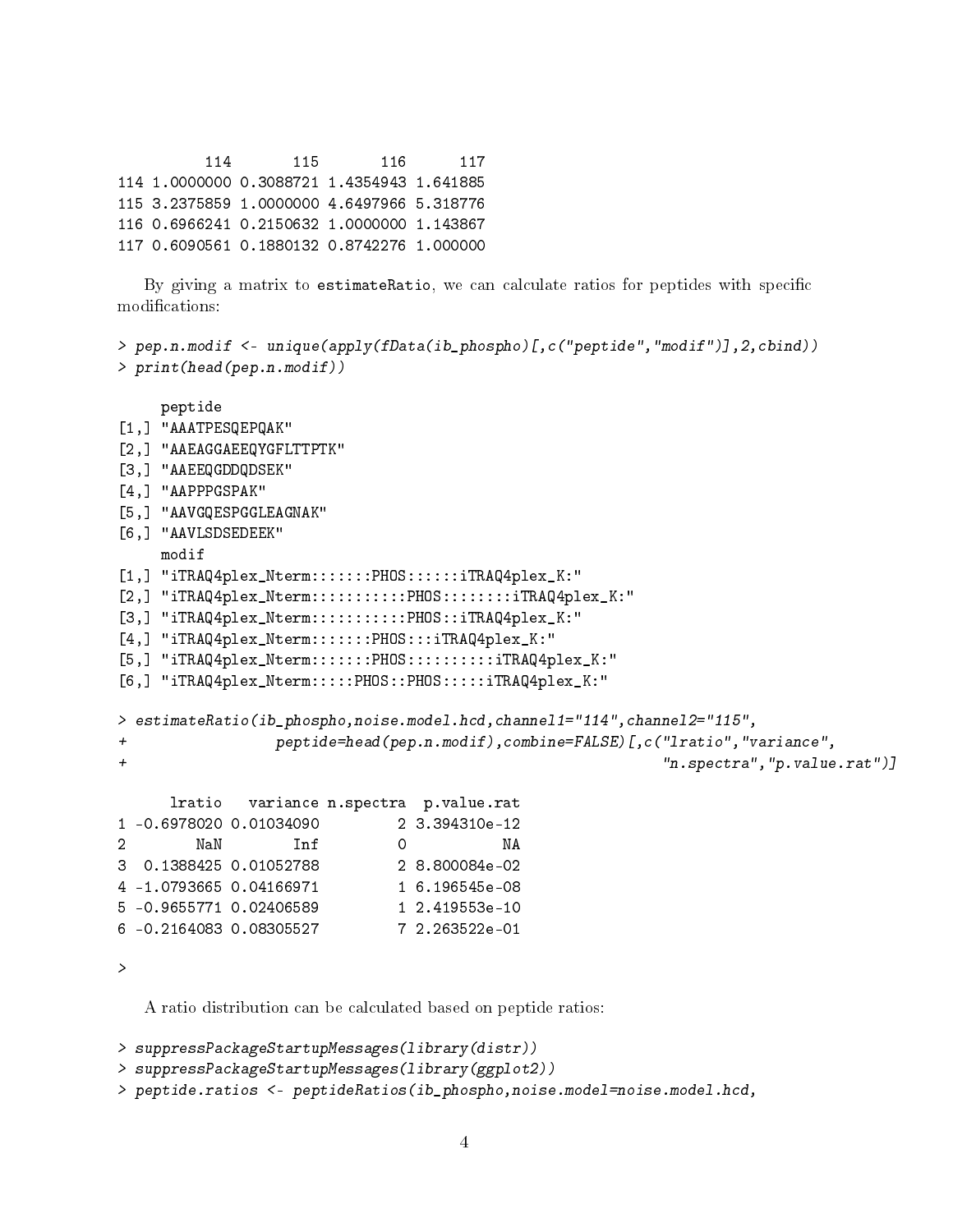```
          114       115       116      117
114 1.0000000 0.3088721 1.4354943 1.641885
115 3.2375859 1.0000000 4.6497966 5.318776
116 0.6966241 0.2150632 1.0000000 1.143867
117 0.6090561 0.1880132 0.8742276 1.000000
```

By giving a matrix to estimateRatio, we can calculate ratios for peptides with specific modifications:

```
> pep.n.modif <- unique(apply(fData(ib_phospho)[,c("peptide","modif")],2,cbind))
> print(head(pep.n.modif))

     peptide
[1,] "AAATPESQEPQAK"
[2,] "AAEAGGAEEQYGFLTTPTK"
[3,] "AAEEQGDDQDSEK"
[4,] "AAPPPGSPAK"
[5,] "AAVGQESPGGLEAGNAK"
[6,] "AAVLSDSEDEEK"
     modif
[1,] "iTRAQ4plex_Nterm:::::::PHOS::::::iTRAQ4plex_K:"
[2,] "iTRAQ4plex_Nterm:::::::::::PHOS::::::::iTRAQ4plex_K:"
[3,] "iTRAQ4plex_Nterm:::::::::::PHOS::iTRAQ4plex_K:"
[4,] "iTRAQ4plex_Nterm:::::::PHOS:::iTRAQ4plex_K:"
[5,] "iTRAQ4plex_Nterm:::::::PHOS::::::::::iTRAQ4plex_K:"
[6,] "iTRAQ4plex_Nterm:::::PHOS::PHOS:::::iTRAQ4plex_K:"

> estimateRatio(ib_phospho,noise.model.hcd,channel1="114",channel2="115",
+                 peptide=head(pep.n.modif),combine=FALSE)[,c("lratio","variance",
+                                                             "n.spectra","p.value.rat")]

      lratio   variance n.spectra  p.value.rat
1 -0.6978020 0.01034090         2 3.394310e-12
2        NaN        Inf         0           NA
3  0.1388425 0.01052788         2 8.800084e-02
4 -1.0793665 0.04166971         1 6.196545e-08
5 -0.9655771 0.02406589         1 2.419553e-10
6 -0.2164083 0.08305527         7 2.263522e-01

>
```

A ratio distribution can be calculated based on peptide ratios:

```
> suppressPackageStartupMessages(library(distr))
> suppressPackageStartupMessages(library(ggplot2))
> peptide.ratios <- peptideRatios(ib_phospho,noise.model=noise.model.hcd,
```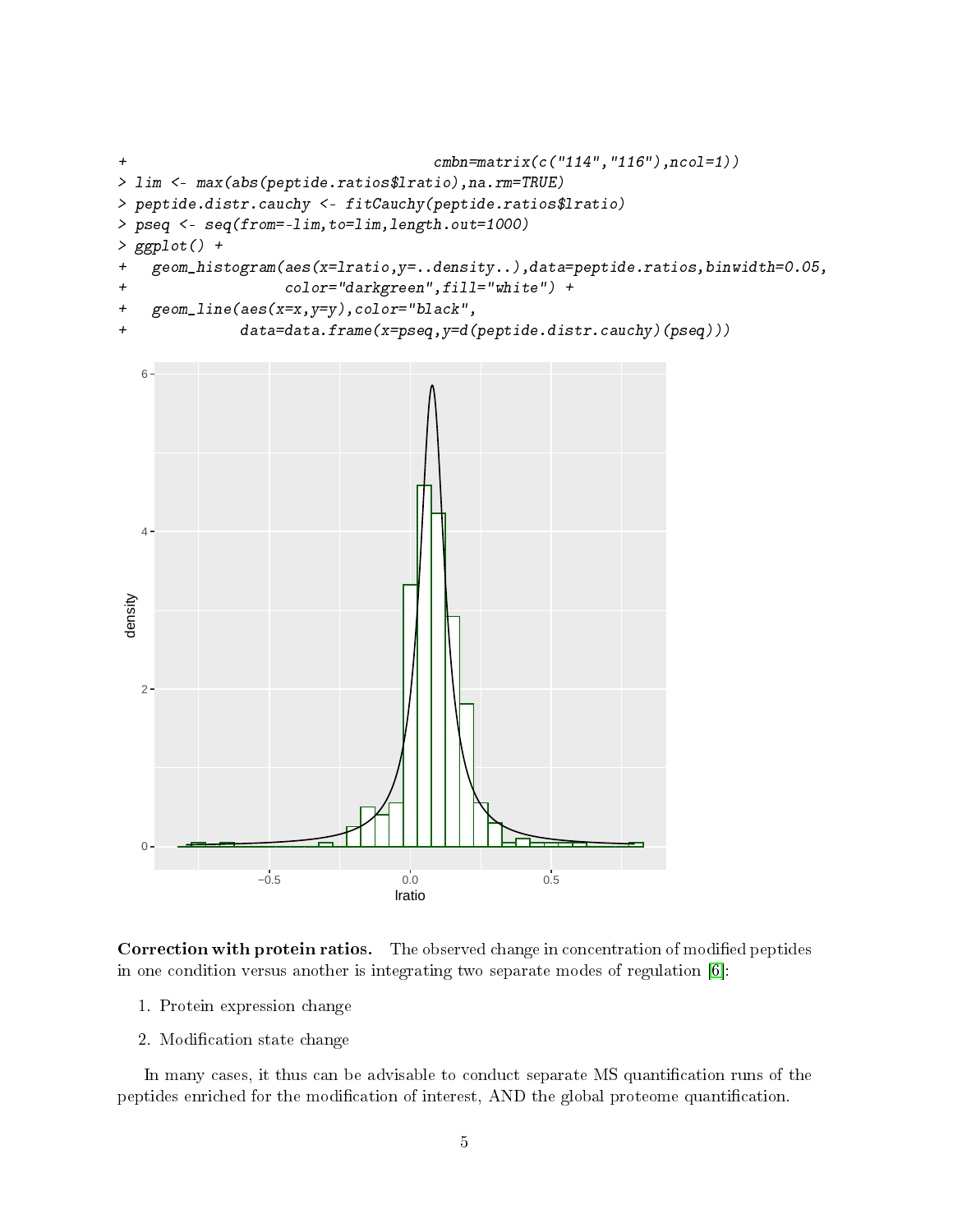```
+                                    cmbn=matrix(c("114","116"),ncol=1))
> lim <- max(abs(peptide.ratios$lratio),na.rm=TRUE)
> peptide.distr.cauchy <- fitCauchy(peptide.ratios$lratio)
> pseq <- seq(from=-lim,to=lim,length.out=1000)
> ggplot() +
+   geom_histogram(aes(x=lratio,y=..density..),data=peptide.ratios,binwidth=0.05,
+                  color="darkgreen",fill="white") +
+   geom_line(aes(x=x,y=y),color="black",
+             data=data.frame(x=pseq,y=d(peptide.distr.cauchy)(pseq)))
```

**Correction with protein ratios.** The observed change in concentration of modified peptides in one condition versus another is integrating two separate modes of regulation [6]:

1. Protein expression change
2. Modification state change

In many cases, it thus can be advisable to conduct separate MS quantification runs of the peptides enriched for the modification of interest, AND the global proteome quantification.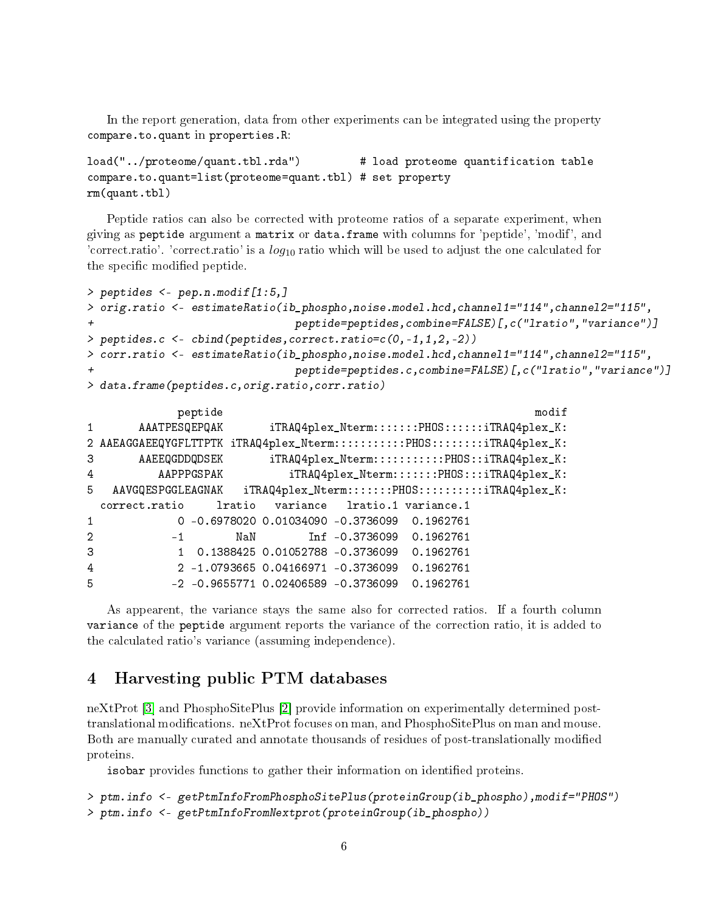In the report generation, data from other experiments can be integrated using the property `compare.to.quant` in `properties.R`:

```
load("../proteome/quant.tbl.rda")          # load proteome quantification table
compare.to.quant=list(proteome=quant.tbl) # set property
rm(quant.tbl)
```

Peptide ratios can also be corrected with proteome ratios of a separate experiment, when giving as `peptide` argument a `matrix` or `data.frame` with columns for 'peptide', 'modif', and 'correct.ratio'. 'correct.ratio' is a $log_{10}$ ratio which will be used to adjust the one calculated for the specific modified peptide.

```
> peptides <- pep.n.modif[1:5,]
> orig.ratio <- estimateRatio(ib_phospho,noise.model.hcd,channel1="114",channel2="115",
+                               peptide=peptides,combine=FALSE)[,c("lratio","variance")]
> peptides.c <- cbind(peptides,correct.ratio=c(0,-1,1,2,-2))
> corr.ratio <- estimateRatio(ib_phospho,noise.model.hcd,channel1="114",channel2="115",
+                               peptide=peptides.c,combine=FALSE)[,c("lratio","variance")]
> data.frame(peptides.c,orig.ratio,corr.ratio)

              peptide                                                   modif
1       AAATPESQEPQAK       iTRAQ4plex_Nterm:::::::PHOS::::::iTRAQ4plex_K:
2 AAEAGGAEEQYGFLTTPTK iTRAQ4plex_Nterm:::::::::::PHOS::::::::iTRAQ4plex_K:
3       AAEEQGDDQDSEK       iTRAQ4plex_Nterm:::::::::::PHOS:::iTRAQ4plex_K:
4          AAPPPGSPAK          iTRAQ4plex_Nterm:::::::PHOS:::iTRAQ4plex_K:
5   AAVGQESPGGLEAGNAK   iTRAQ4plex_Nterm:::::::PHOS::::::::::iTRAQ4plex_K:
  correct.ratio     lratio   variance   lratio.1 variance.1
1             0 -0.6978020 0.01034090 -0.3736099  0.1962761
2            -1        NaN        Inf -0.3736099  0.1962761
3             1  0.1388425 0.01052788 -0.3736099  0.1962761
4             2 -1.0793665 0.04166971 -0.3736099  0.1962761
5            -2 -0.9655771 0.02406589 -0.3736099  0.1962761
```

As appearent, the variance stays the same also for corrected ratios. If a fourth column `variance` of the `peptide` argument reports the variance of the correction ratio, it is added to the calculated ratio's variance (assuming independence).

## 4 Harvesting public PTM databases

neXtProt [3] and PhosphoSitePlus [2] provide information on experimentally determined post-translational modifications. neXtProt focuses on man, and PhosphoSitePlus on man and mouse. Both are manually curated and annotate thousands of residues of post-translationally modified proteins.

isobar provides functions to gather their information on identified proteins.

```
> ptm.info <- getPtmInfoFromPhosphoSitePlus(proteinGroup(ib_phospho),modif="PHOS")
> ptm.info <- getPtmInfoFromNextprot(proteinGroup(ib_phospho))
```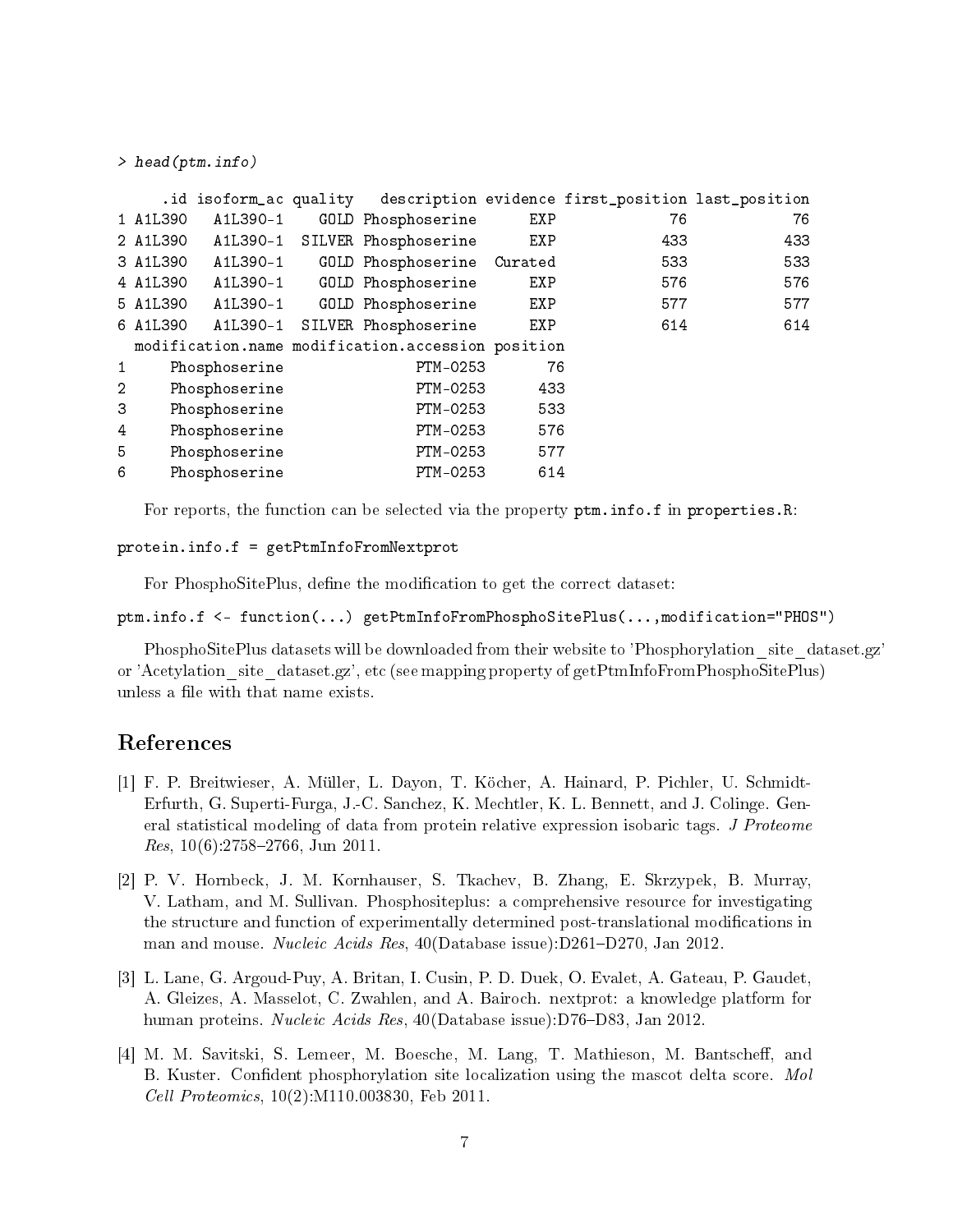```
> head(ptm.info)

     .id isoform_ac quality   description evidence first_position last_position
1 A1L390   A1L390-1    GOLD Phosphoserine      EXP             76            76
2 A1L390   A1L390-1  SILVER Phosphoserine      EXP            433           433
3 A1L390   A1L390-1    GOLD Phosphoserine  Curated            533           533
4 A1L390   A1L390-1    GOLD Phosphoserine      EXP            576           576
5 A1L390   A1L390-1    GOLD Phosphoserine      EXP            577           577
6 A1L390   A1L390-1  SILVER Phosphoserine      EXP            614           614
  modification.name modification.accession position
1     Phosphoserine               PTM-0253       76
2     Phosphoserine               PTM-0253      433
3     Phosphoserine               PTM-0253      533
4     Phosphoserine               PTM-0253      576
5     Phosphoserine               PTM-0253      577
6     Phosphoserine               PTM-0253      614
```

For reports, the function can be selected via the property `ptm.info.f` in `properties.R`:

```
protein.info.f = getPtmInfoFromNextprot
```

For PhosphoSitePlus, define the modification to get the correct dataset:

```
ptm.info.f <- function(...) getPtmInfoFromPhosphoSitePlus(...,modification="PHOS")
```

PhosphoSitePlus datasets will be downloaded from their website to 'Phosphorylation_site_dataset.gz' or 'Acetylation_site_dataset.gz', etc (see mapping property of getPtmInfoFromPhosphoSitePlus) unless a file with that name exists.

## References

[1] F. P. Breitwieser, A. Müller, L. Dayon, T. Köcher, A. Hainard, P. Pichler, U. Schmidt-Erfurth, G. Superti-Furga, J.-C. Sanchez, K. Mechtler, K. L. Bennett, and J. Colinge. General statistical modeling of data from protein relative expression isobaric tags. *J Proteome Res*, 10(6):2758–2766, Jun 2011.

[2] P. V. Hornbeck, J. M. Kornhauser, S. Tkachev, B. Zhang, E. Skrzypek, B. Murray, V. Latham, and M. Sullivan. Phosphositeplus: a comprehensive resource for investigating the structure and function of experimentally determined post-translational modifications in man and mouse. *Nucleic Acids Res*, 40(Database issue):D261–D270, Jan 2012.

[3] L. Lane, G. Argoud-Puy, A. Britan, I. Cusin, P. D. Duek, O. Evalet, A. Gateau, P. Gaudet, A. Gleizes, A. Masselot, C. Zwahlen, and A. Bairoch. nextprot: a knowledge platform for human proteins. *Nucleic Acids Res*, 40(Database issue):D76–D83, Jan 2012.

[4] M. M. Savitski, S. Lemeer, M. Boesche, M. Lang, T. Mathieson, M. Bantscheff, and B. Kuster. Confident phosphorylation site localization using the mascot delta score. *Mol Cell Proteomics*, 10(2):M110.003830, Feb 2011.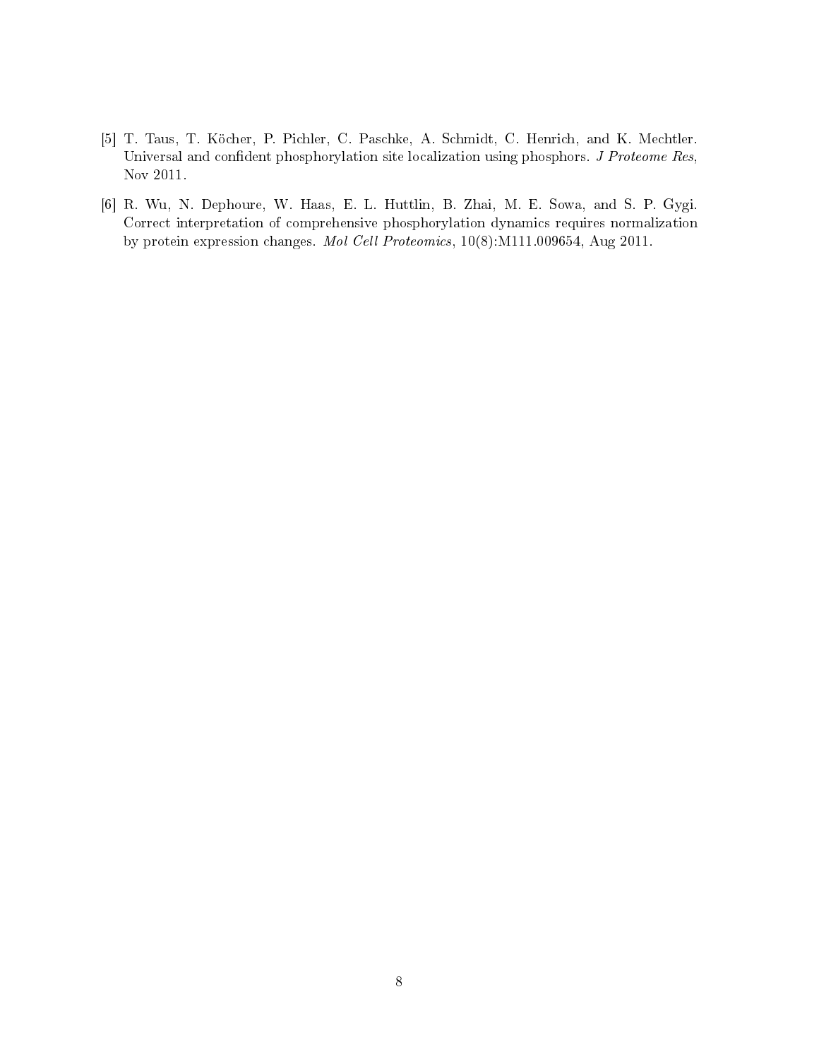[5] T. Taus, T. Köcher, P. Pichler, C. Paschke, A. Schmidt, C. Henrich, and K. Mechtler. Universal and confident phosphorylation site localization using phosphors. *J Proteome Res*, Nov 2011.

[6] R. Wu, N. Dephoure, W. Haas, E. L. Huttlin, B. Zhai, M. E. Sowa, and S. P. Gygi. Correct interpretation of comprehensive phosphorylation dynamics requires normalization by protein expression changes. *Mol Cell Proteomics*, 10(8):M111.009654, Aug 2011.